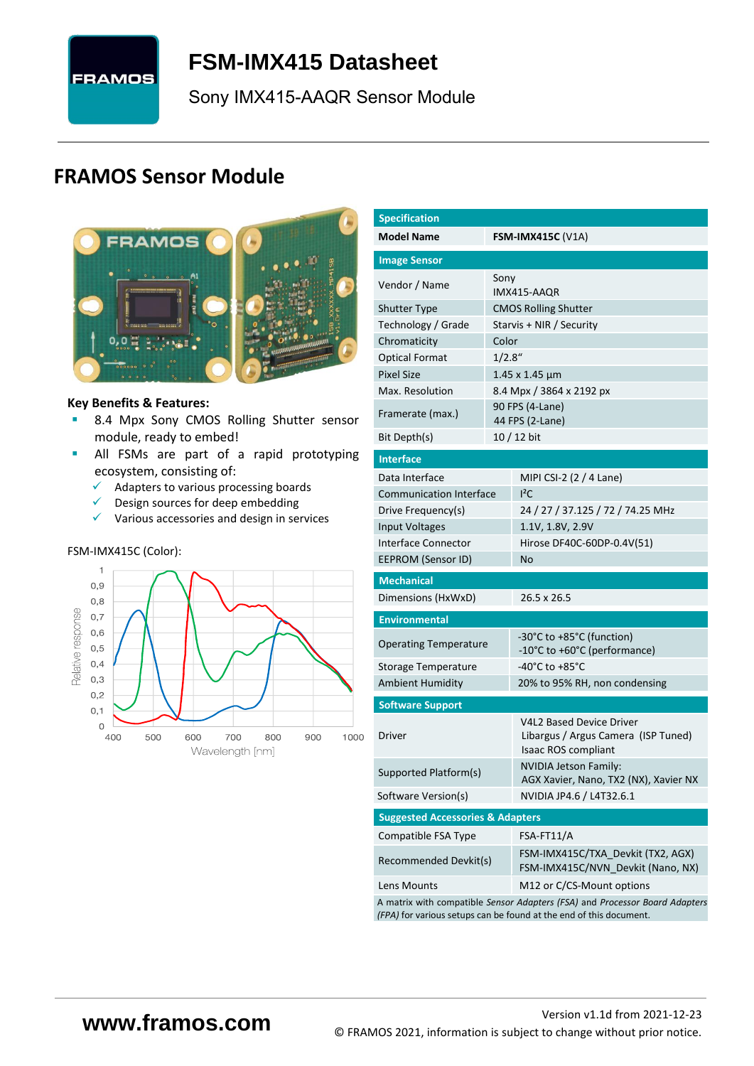# FSM-IMX415 Datasheet

Sony IMX415-AAQR Sensor Module

## FRAMOS Sensor Module

**Key Benefits & Features:**

- 8.4 Mpx Sony CMOS Rolling Shutter sensor module, ready to embed!
- All FSMs are part of a rapid prototyping ecosystem, consisting of:
  - ✓ Adapters to various processing boards
  - ✓ Design sources for deep embedding
  - ✓ Various accessories and design in services

FSM-IMX415C (Color):

| Specification | |
|---|---|
| **Model Name** | **FSM-IMX415C** (V1A) |
| **Image Sensor** | |
| Vendor / Name | Sony IMX415-AAQR |
| Shutter Type | CMOS Rolling Shutter |
| Technology / Grade | Starvis + NIR / Security |
| Chromaticity | Color |
| Optical Format | 1/2.8“ |
| Pixel Size | 1.45 x 1.45 µm |
| Max. Resolution | 8.4 Mpx / 3864 x 2192 px |
| Framerate (max.) | 90 FPS (4-Lane)<br>44 FPS (2-Lane) |
| Bit Depth(s) | 10 / 12 bit |
| **Interface** | |
| Data Interface | MIPI CSI-2 (2 / 4 Lane) |
| Communication Interface | I²C |
| Drive Frequency(s) | 24 / 27 / 37.125 / 72 / 74.25 MHz |
| Input Voltages | 1.1V, 1.8V, 2.9V |
| Interface Connector | Hirose DF40C-60DP-0.4V(51) |
| EEPROM (Sensor ID) | No |
| **Mechanical** | |
| Dimensions (HxWxD) | 26.5 x 26.5 |
| **Environmental** | |
| Operating Temperature | -30°C to +85°C (function)<br>-10°C to +60°C (performance) |
| Storage Temperature | -40°C to +85°C |
| Ambient Humidity | 20% to 95% RH, non condensing |
| **Software Support** | |
| Driver | V4L2 Based Device Driver<br>Libargus / Argus Camera (ISP Tuned)<br>Isaac ROS compliant |
| Supported Platform(s) | NVIDIA Jetson Family:<br>AGX Xavier, Nano, TX2 (NX), Xavier NX |
| Software Version(s) | NVIDIA JP4.6 / L4T32.6.1 |
| **Suggested Accessories & Adapters** | |
| Compatible FSA Type | FSA-FT11/A |
| Recommended Devkit(s) | FSM-IMX415C/TXA_Devkit (TX2, AGX)<br>FSM-IMX415C/NVN_Devkit (Nano, NX) |
| Lens Mounts | M12 or C/CS-Mount options |

A matrix with compatible *Sensor Adapters (FSA)* and *Processor Board Adapters (FPA)* for various setups can be found at the end of this document.

**www.framos.com**

Version v1.1d from 2021-12-23
© FRAMOS 2021, information is subject to change without prior notice.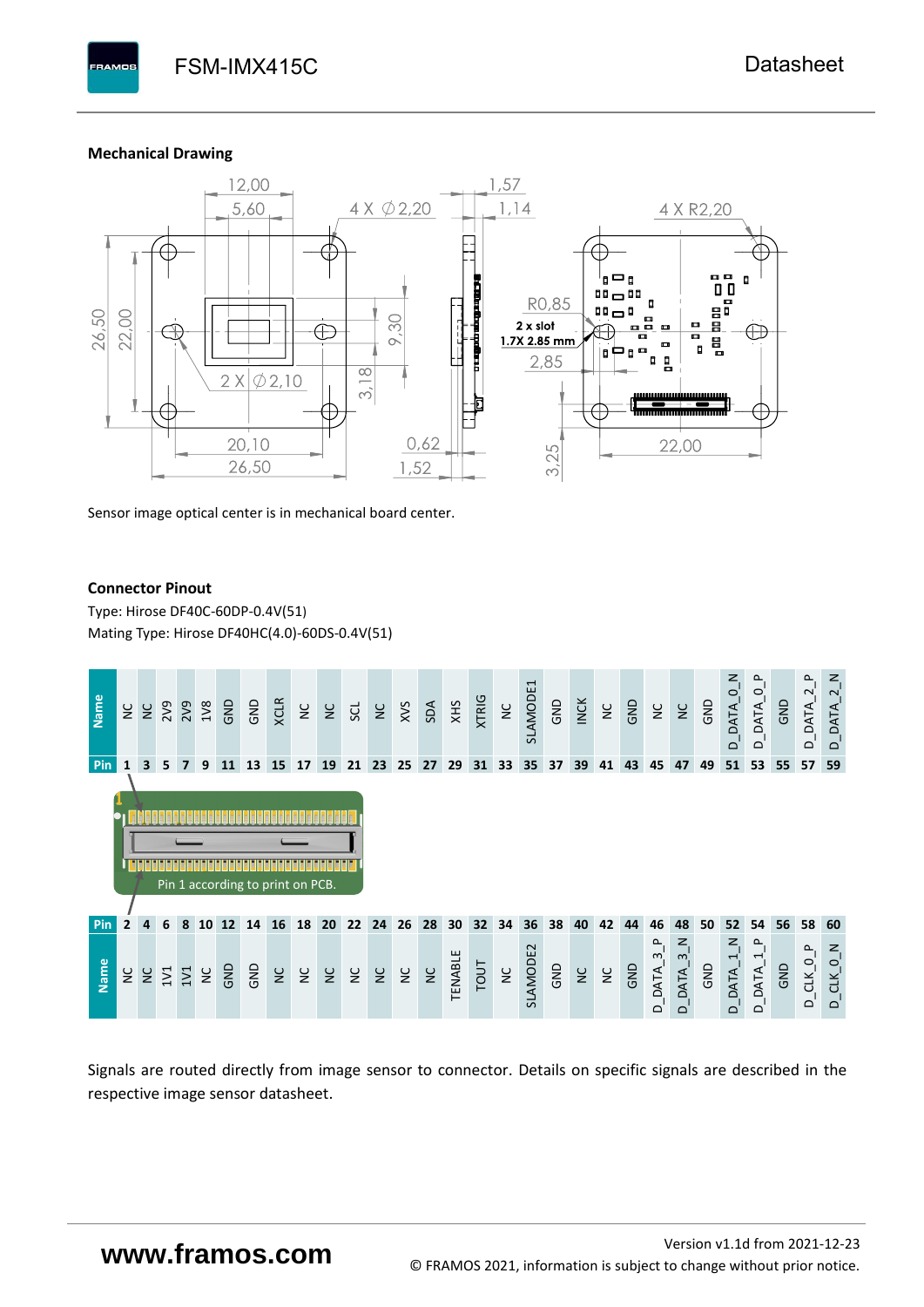## Mechanical Drawing

Sensor image optical center is in mechanical board center.

## Connector Pinout

Type: Hirose DF40C-60DP-0.4V(51)
Mating Type: Hirose DF40HC(4.0)-60DS-0.4V(51)

| Name | NC | NC | 2V9 | 2V9 | 1V8 | GND | GND | XCLR | NC | NC | SCL | NC | XVS | SDA | XHS | XTRIG | NC | SLAMODE1 | GND | INCK | NC | GND | NC | NC | GND | D_DATA_0_N | D_DATA_0_P | GND | D_DATA_2_P | D_DATA_2_N |
|---|---|---|---|---|---|---|---|---|---|---|---|---|---|---|---|---|---|---|---|---|---|---|---|---|---|---|---|---|---|---|
| Pin | 1 | 3 | 5 | 7 | 9 | 11 | 13 | 15 | 17 | 19 | 21 | 23 | 25 | 27 | 29 | 31 | 33 | 35 | 37 | 39 | 41 | 43 | 45 | 47 | 49 | 51 | 53 | 55 | 57 | 59 |

Pin 1 according to print on PCB.

| Pin | 2 | 4 | 6 | 8 | 10 | 12 | 14 | 16 | 18 | 20 | 22 | 24 | 26 | 28 | 30 | 32 | 34 | 36 | 38 | 40 | 42 | 44 | 46 | 48 | 50 | 52 | 54 | 56 | 58 | 60 |
|---|---|---|---|---|---|---|---|---|---|---|---|---|---|---|---|---|---|---|---|---|---|---|---|---|---|---|---|---|---|---|
| Name | NC | NC | 1V1 | 1V1 | NC | GND | GND | NC | NC | NC | NC | NC | NC | NC | TENABLE | TOUT | NC | SLAMODE2 | GND | NC | NC | GND | D_DATA_3_P | D_DATA_3_N | GND | D_DATA_1_N | D_DATA_1_P | GND | D_CLK_0_P | D_CLK_0_N |

Signals are routed directly from image sensor to connector. Details on specific signals are described in the respective image sensor datasheet.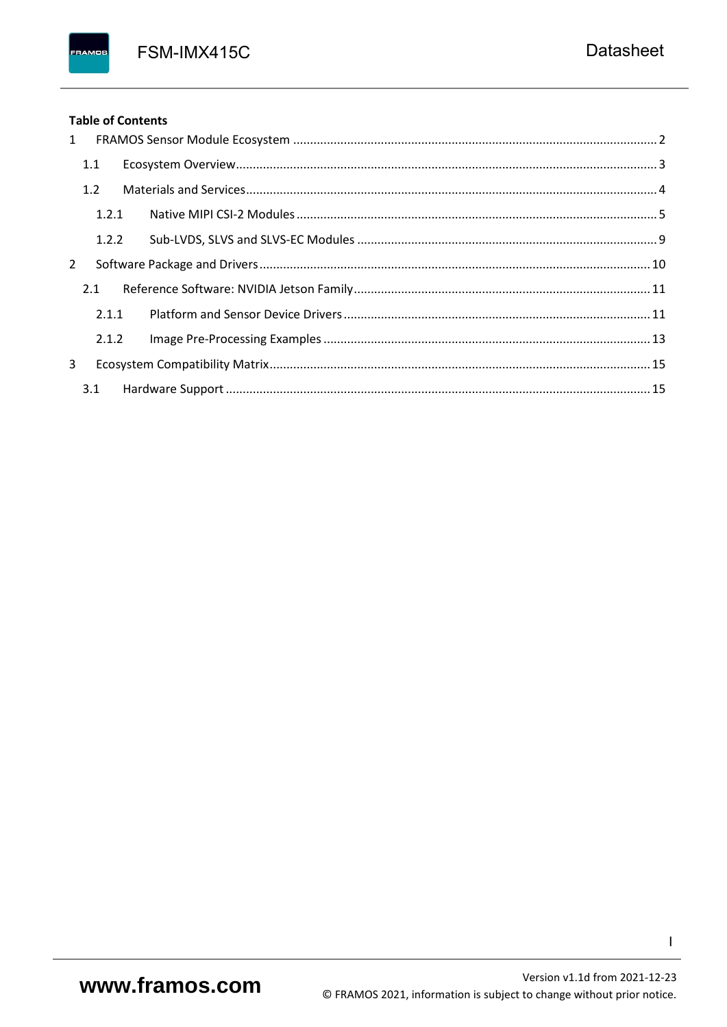**Table of Contents**

1 FRAMOS Sensor Module Ecosystem .......... 2

1.1 Ecosystem Overview .......... 3

1.2 Materials and Services .......... 4

1.2.1 Native MIPI CSI-2 Modules .......... 5

1.2.2 Sub-LVDS, SLVS and SLVS-EC Modules .......... 9

2 Software Package and Drivers .......... 10

2.1 Reference Software: NVIDIA Jetson Family .......... 11

2.1.1 Platform and Sensor Device Drivers .......... 11

2.1.2 Image Pre-Processing Examples .......... 13

3 Ecosystem Compatibility Matrix .......... 15

3.1 Hardware Support .......... 15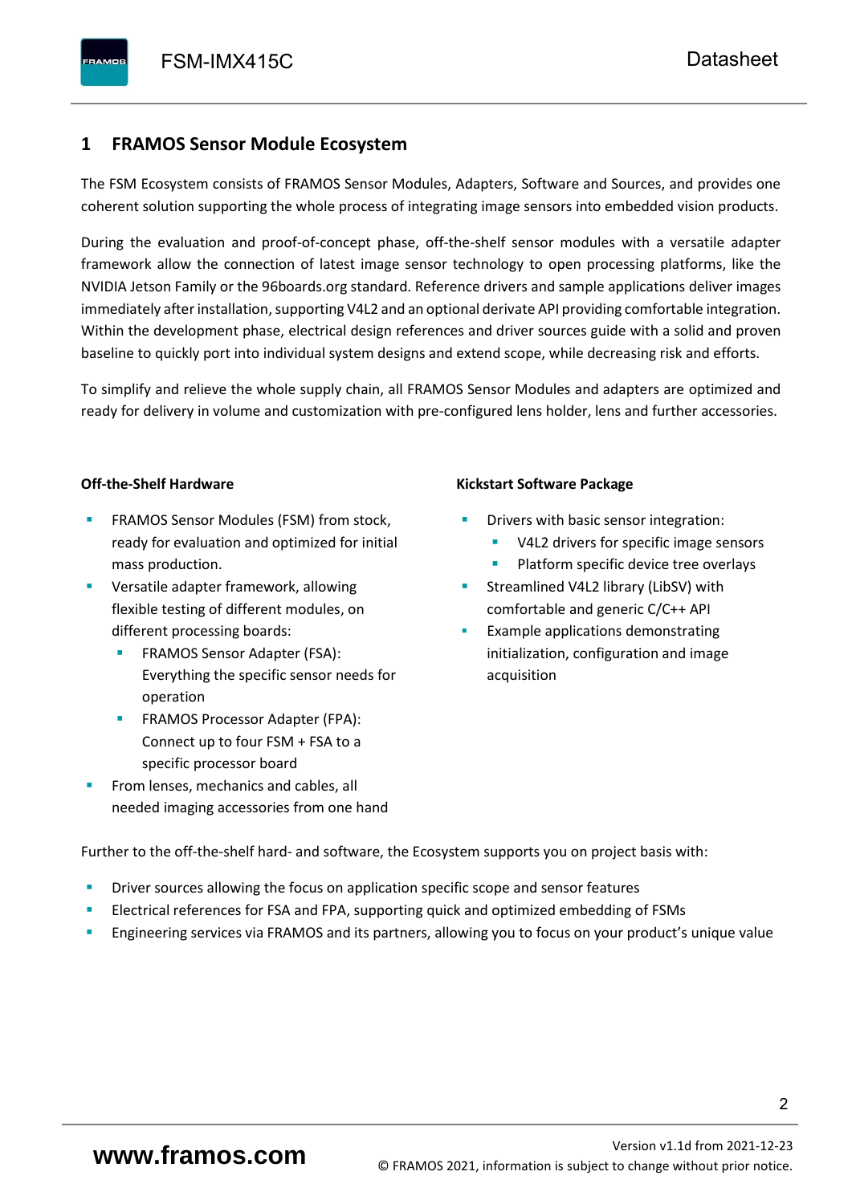# 1 FRAMOS Sensor Module Ecosystem

The FSM Ecosystem consists of FRAMOS Sensor Modules, Adapters, Software and Sources, and provides one coherent solution supporting the whole process of integrating image sensors into embedded vision products.

During the evaluation and proof-of-concept phase, off-the-shelf sensor modules with a versatile adapter framework allow the connection of latest image sensor technology to open processing platforms, like the NVIDIA Jetson Family or the 96boards.org standard. Reference drivers and sample applications deliver images immediately after installation, supporting V4L2 and an optional derivate API providing comfortable integration. Within the development phase, electrical design references and driver sources guide with a solid and proven baseline to quickly port into individual system designs and extend scope, while decreasing risk and efforts.

To simplify and relieve the whole supply chain, all FRAMOS Sensor Modules and adapters are optimized and ready for delivery in volume and customization with pre-configured lens holder, lens and further accessories.

**Off-the-Shelf Hardware**

- FRAMOS Sensor Modules (FSM) from stock, ready for evaluation and optimized for initial mass production.
- Versatile adapter framework, allowing flexible testing of different modules, on different processing boards:
  - FRAMOS Sensor Adapter (FSA): Everything the specific sensor needs for operation
  - FRAMOS Processor Adapter (FPA): Connect up to four FSM + FSA to a specific processor board
- From lenses, mechanics and cables, all needed imaging accessories from one hand

**Kickstart Software Package**

- Drivers with basic sensor integration:
  - V4L2 drivers for specific image sensors
  - Platform specific device tree overlays
- Streamlined V4L2 library (LibSV) with comfortable and generic C/C++ API
- Example applications demonstrating initialization, configuration and image acquisition

Further to the off-the-shelf hard- and software, the Ecosystem supports you on project basis with:

- Driver sources allowing the focus on application specific scope and sensor features
- Electrical references for FSA and FPA, supporting quick and optimized embedding of FSMs
- Engineering services via FRAMOS and its partners, allowing you to focus on your product's unique value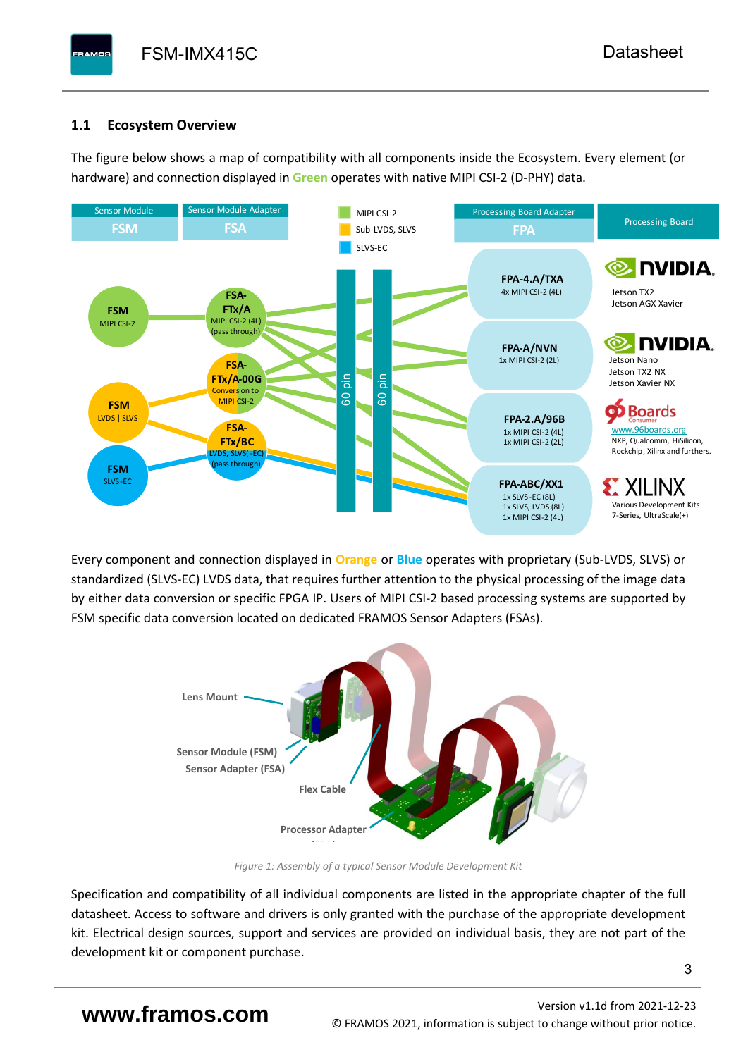## 1.1 Ecosystem Overview

The figure below shows a map of compatibility with all components inside the Ecosystem. Every element (or hardware) and connection displayed in Green operates with native MIPI CSI-2 (D-PHY) data.

Every component and connection displayed in Orange or Blue operates with proprietary (Sub-LVDS, SLVS) or standardized (SLVS-EC) LVDS data, that requires further attention to the physical processing of the image data by either data conversion or specific FPGA IP. Users of MIPI CSI-2 based processing systems are supported by FSM specific data conversion located on dedicated FRAMOS Sensor Adapters (FSAs).

*Figure 1: Assembly of a typical Sensor Module Development Kit*

Specification and compatibility of all individual components are listed in the appropriate chapter of the full datasheet. Access to software and drivers is only granted with the purchase of the appropriate development kit. Electrical design sources, support and services are provided on individual basis, they are not part of the development kit or component purchase.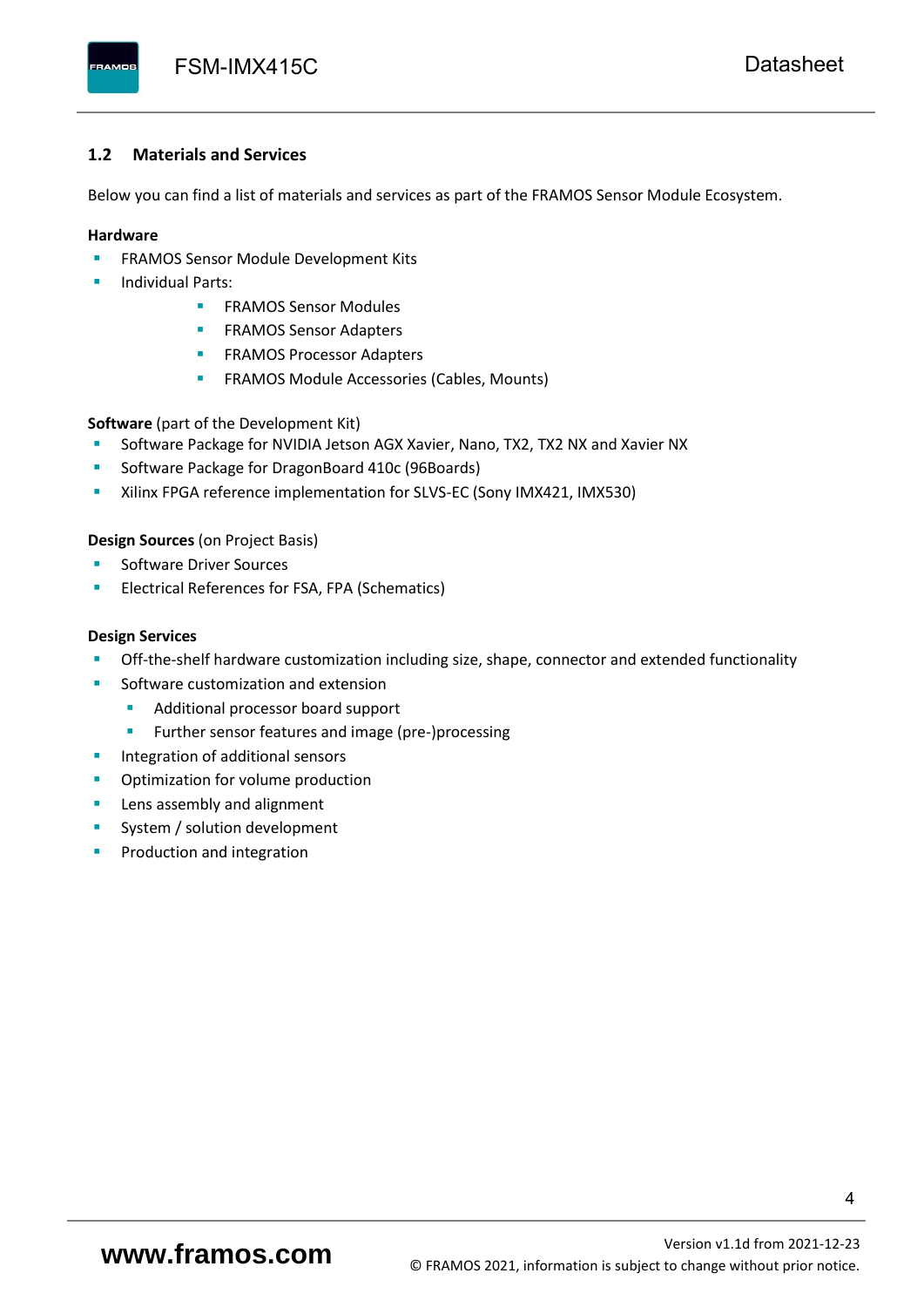## 1.2 Materials and Services

Below you can find a list of materials and services as part of the FRAMOS Sensor Module Ecosystem.

**Hardware**

- FRAMOS Sensor Module Development Kits
- Individual Parts:
    - FRAMOS Sensor Modules
    - FRAMOS Sensor Adapters
    - FRAMOS Processor Adapters
    - FRAMOS Module Accessories (Cables, Mounts)

**Software** (part of the Development Kit)

- Software Package for NVIDIA Jetson AGX Xavier, Nano, TX2, TX2 NX and Xavier NX
- Software Package for DragonBoard 410c (96Boards)
- Xilinx FPGA reference implementation for SLVS-EC (Sony IMX421, IMX530)

**Design Sources** (on Project Basis)

- Software Driver Sources
- Electrical References for FSA, FPA (Schematics)

**Design Services**

- Off-the-shelf hardware customization including size, shape, connector and extended functionality
- Software customization and extension
    - Additional processor board support
    - Further sensor features and image (pre-)processing
- Integration of additional sensors
- Optimization for volume production
- Lens assembly and alignment
- System / solution development
- Production and integration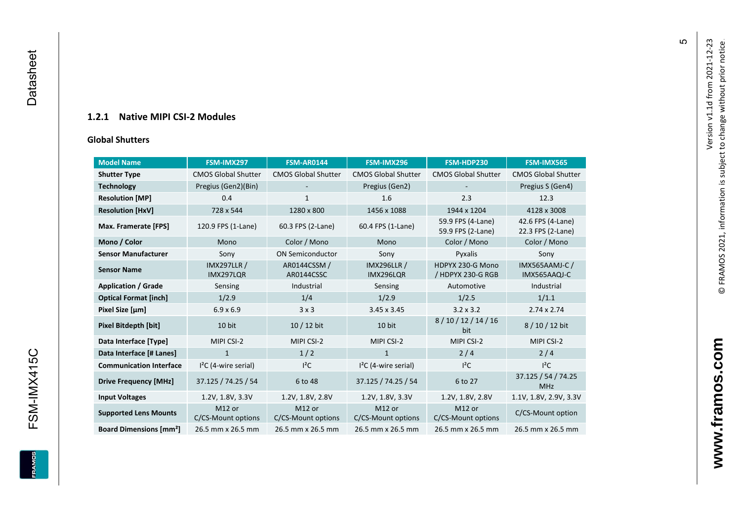### 1.2.1 Native MIPI CSI-2 Modules

**Global Shutters**

| Model Name | FSM-IMX297 | FSM-AR0144 | FSM-IMX296 | FSM-HDP230 | FSM-IMX565 |
|---|---|---|---|---|---|
| **Shutter Type** | CMOS Global Shutter | CMOS Global Shutter | CMOS Global Shutter | CMOS Global Shutter | CMOS Global Shutter |
| **Technology** | Pregius (Gen2)(Bin) | - | Pregius (Gen2) | - | Pregius S (Gen4) |
| **Resolution [MP]** | 0.4 | 1 | 1.6 | 2.3 | 12.3 |
| **Resolution [HxV]** | 728 x 544 | 1280 x 800 | 1456 x 1088 | 1944 x 1204 | 4128 x 3008 |
| **Max. Framerate [FPS]** | 120.9 FPS (1-Lane) | 60.3 FPS (2-Lane) | 60.4 FPS (1-Lane) | 59.9 FPS (4-Lane) 59.9 FPS (2-Lane) | 42.6 FPS (4-Lane) 22.3 FPS (2-Lane) |
| **Mono / Color** | Mono | Color / Mono | Mono | Color / Mono | Color / Mono |
| **Sensor Manufacturer** | Sony | ON Semiconductor | Sony | Pyxalis | Sony |
| **Sensor Name** | IMX297LLR / IMX297LQR | AR0144CSSM / AR0144CSSC | IMX296LLR / IMX296LQR | HDPYX 230-G Mono / HDPYX 230-G RGB | IMX565AAMJ-C / IMX565AAQJ-C |
| **Application / Grade** | Sensing | Industrial | Sensing | Automotive | Industrial |
| **Optical Format [inch]** | 1/2.9 | 1/4 | 1/2.9 | 1/2.5 | 1/1.1 |
| **Pixel Size [µm]** | 6.9 x 6.9 | 3 x 3 | 3.45 x 3.45 | 3.2 x 3.2 | 2.74 x 2.74 |
| **Pixel Bitdepth [bit]** | 10 bit | 10 / 12 bit | 10 bit | 8 / 10 / 12 / 14 / 16 bit | 8 / 10 / 12 bit |
| **Data Interface [Type]** | MIPI CSI-2 | MIPI CSI-2 | MIPI CSI-2 | MIPI CSI-2 | MIPI CSI-2 |
| **Data Interface [# Lanes]** | 1 | 1 / 2 | 1 | 2 / 4 | 2 / 4 |
| **Communication Interface** | I²C (4-wire serial) | I²C | I²C (4-wire serial) | I²C | I²C |
| **Drive Frequency [MHz]** | 37.125 / 74.25 / 54 | 6 to 48 | 37.125 / 74.25 / 54 | 6 to 27 | 37.125 / 54 / 74.25 MHz |
| **Input Voltages** | 1.2V, 1.8V, 3.3V | 1.2V, 1.8V, 2.8V | 1.2V, 1.8V, 3.3V | 1.2V, 1.8V, 2.8V | 1.1V, 1.8V, 2.9V, 3.3V |
| **Supported Lens Mounts** | M12 or C/CS-Mount options | M12 or C/CS-Mount options | M12 or C/CS-Mount options | M12 or C/CS-Mount options | C/CS-Mount option |
| **Board Dimensions [mm²]** | 26.5 mm x 26.5 mm | 26.5 mm x 26.5 mm | 26.5 mm x 26.5 mm | 26.5 mm x 26.5 mm | 26.5 mm x 26.5 mm |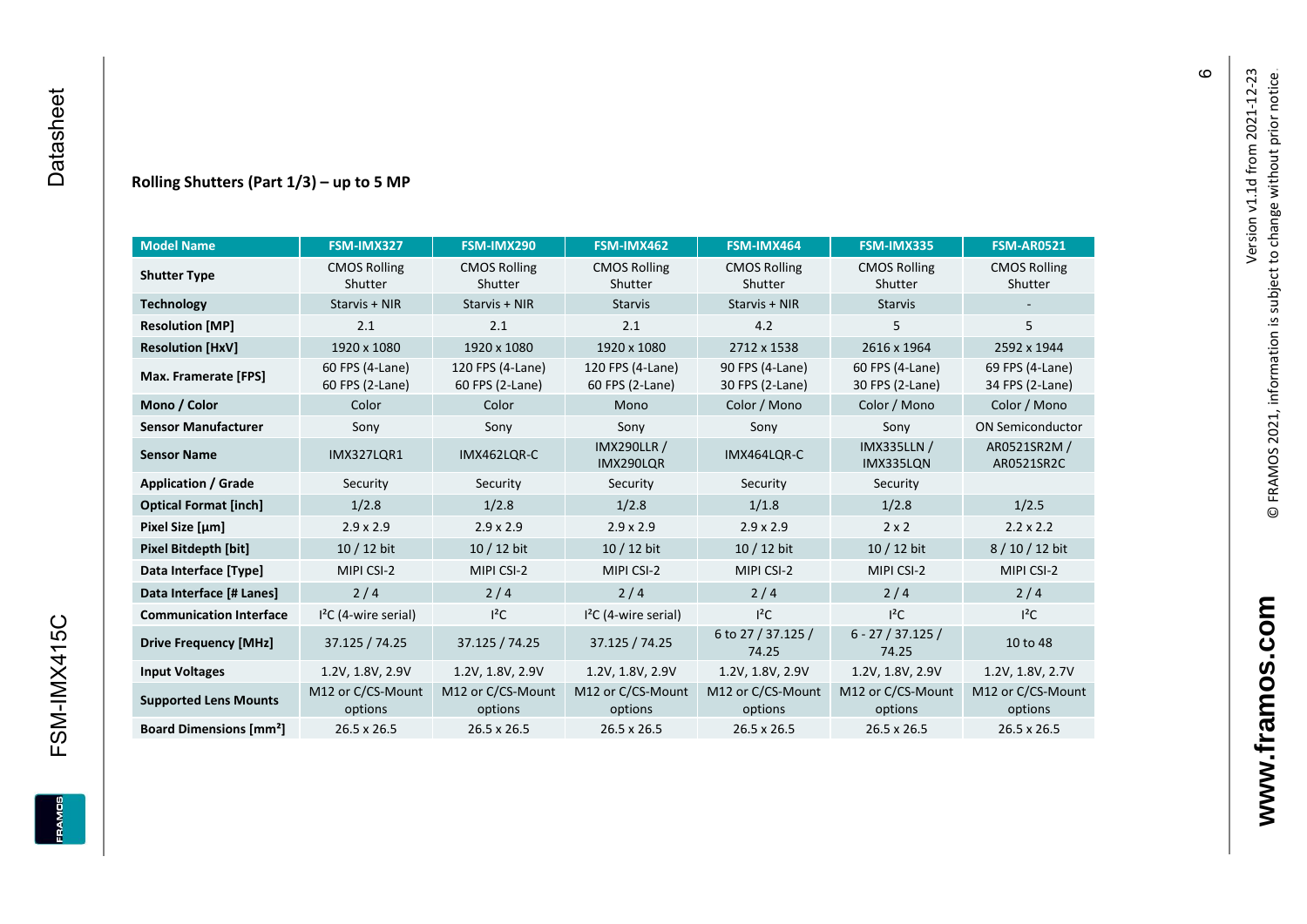### Rolling Shutters (Part 1/3) – up to 5 MP

| Model Name | FSM-IMX327 | FSM-IMX290 | FSM-IMX462 | FSM-IMX464 | FSM-IMX335 | FSM-AR0521 |
|---|---|---|---|---|---|---|
| **Shutter Type** | CMOS Rolling Shutter | CMOS Rolling Shutter | CMOS Rolling Shutter | CMOS Rolling Shutter | CMOS Rolling Shutter | CMOS Rolling Shutter |
| **Technology** | Starvis + NIR | Starvis + NIR | Starvis | Starvis + NIR | Starvis | - |
| **Resolution [MP]** | 2.1 | 2.1 | 2.1 | 4.2 | 5 | 5 |
| **Resolution [HxV]** | 1920 x 1080 | 1920 x 1080 | 1920 x 1080 | 2712 x 1538 | 2616 x 1964 | 2592 x 1944 |
| **Max. Framerate [FPS]** | 60 FPS (4-Lane) 60 FPS (2-Lane) | 120 FPS (4-Lane) 60 FPS (2-Lane) | 120 FPS (4-Lane) 60 FPS (2-Lane) | 90 FPS (4-Lane) 30 FPS (2-Lane) | 60 FPS (4-Lane) 30 FPS (2-Lane) | 69 FPS (4-Lane) 34 FPS (2-Lane) |
| **Mono / Color** | Color | Color | Mono | Color / Mono | Color / Mono | Color / Mono |
| **Sensor Manufacturer** | Sony | Sony | Sony | Sony | Sony | ON Semiconductor |
| **Sensor Name** | IMX327LQR1 | IMX462LQR-C | IMX290LLR / IMX290LQR | IMX464LQR-C | IMX335LLN / IMX335LQN | AR0521SR2M / AR0521SR2C |
| **Application / Grade** | Security | Security | Security | Security | Security | |
| **Optical Format [inch]** | 1/2.8 | 1/2.8 | 1/2.8 | 1/1.8 | 1/2.8 | 1/2.5 |
| **Pixel Size [µm]** | 2.9 x 2.9 | 2.9 x 2.9 | 2.9 x 2.9 | 2.9 x 2.9 | 2 x 2 | 2.2 x 2.2 |
| **Pixel Bitdepth [bit]** | 10 / 12 bit | 10 / 12 bit | 10 / 12 bit | 10 / 12 bit | 10 / 12 bit | 8 / 10 / 12 bit |
| **Data Interface [Type]** | MIPI CSI-2 | MIPI CSI-2 | MIPI CSI-2 | MIPI CSI-2 | MIPI CSI-2 | MIPI CSI-2 |
| **Data Interface [# Lanes]** | 2 / 4 | 2 / 4 | 2 / 4 | 2 / 4 | 2 / 4 | 2 / 4 |
| **Communication Interface** | I²C (4-wire serial) | I²C | I²C (4-wire serial) | I²C | I²C | I²C |
| **Drive Frequency [MHz]** | 37.125 / 74.25 | 37.125 / 74.25 | 37.125 / 74.25 | 6 to 27 / 37.125 / 74.25 | 6 - 27 / 37.125 / 74.25 | 10 to 48 |
| **Input Voltages** | 1.2V, 1.8V, 2.9V | 1.2V, 1.8V, 2.9V | 1.2V, 1.8V, 2.9V | 1.2V, 1.8V, 2.9V | 1.2V, 1.8V, 2.9V | 1.2V, 1.8V, 2.7V |
| **Supported Lens Mounts** | M12 or C/CS-Mount options | M12 or C/CS-Mount options | M12 or C/CS-Mount options | M12 or C/CS-Mount options | M12 or C/CS-Mount options | M12 or C/CS-Mount options |
| **Board Dimensions [mm²]** | 26.5 x 26.5 | 26.5 x 26.5 | 26.5 x 26.5 | 26.5 x 26.5 | 26.5 x 26.5 | 26.5 x 26.5 |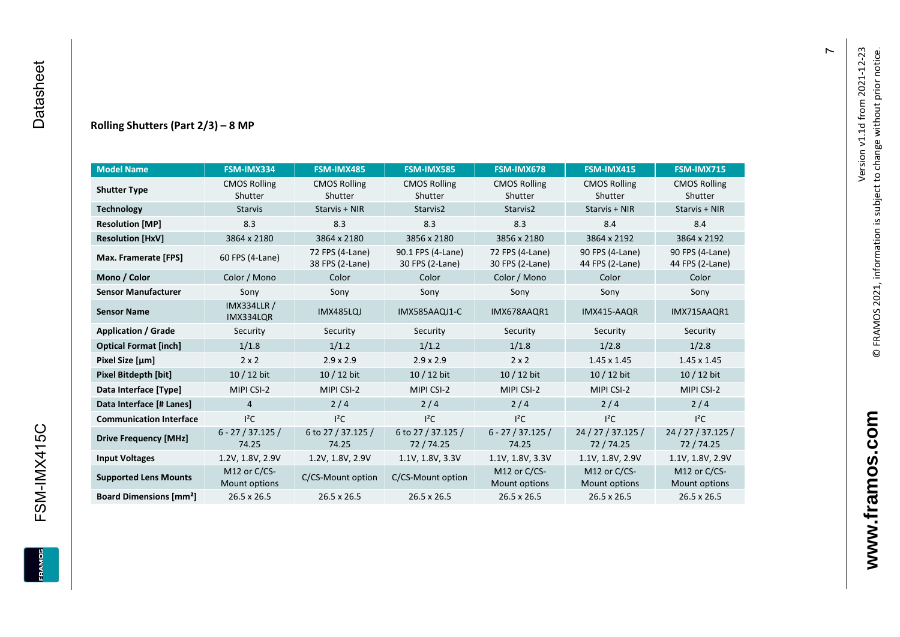### Rolling Shutters (Part 2/3) – 8 MP

| Model Name | FSM-IMX334 | FSM-IMX485 | FSM-IMX585 | FSM-IMX678 | FSM-IMX415 | FSM-IMX715 |
|---|---|---|---|---|---|---|
| **Shutter Type** | CMOS Rolling Shutter | CMOS Rolling Shutter | CMOS Rolling Shutter | CMOS Rolling Shutter | CMOS Rolling Shutter | CMOS Rolling Shutter |
| **Technology** | Starvis | Starvis + NIR | Starvis2 | Starvis2 | Starvis + NIR | Starvis + NIR |
| **Resolution [MP]** | 8.3 | 8.3 | 8.3 | 8.3 | 8.4 | 8.4 |
| **Resolution [HxV]** | 3864 x 2180 | 3864 x 2180 | 3856 x 2180 | 3856 x 2180 | 3864 x 2192 | 3864 x 2192 |
| **Max. Framerate [FPS]** | 60 FPS (4-Lane) | 72 FPS (4-Lane) 38 FPS (2-Lane) | 90.1 FPS (4-Lane) 30 FPS (2-Lane) | 72 FPS (4-Lane) 30 FPS (2-Lane) | 90 FPS (4-Lane) 44 FPS (2-Lane) | 90 FPS (4-Lane) 44 FPS (2-Lane) |
| **Mono / Color** | Color / Mono | Color | Color | Color / Mono | Color | Color |
| **Sensor Manufacturer** | Sony | Sony | Sony | Sony | Sony | Sony |
| **Sensor Name** | IMX334LLR / IMX334LQR | IMX485LQJ | IMX585AAQJ1-C | IMX678AAQR1 | IMX415-AAQR | IMX715AAQR1 |
| **Application / Grade** | Security | Security | Security | Security | Security | Security |
| **Optical Format [inch]** | 1/1.8 | 1/1.2 | 1/1.2 | 1/1.8 | 1/2.8 | 1/2.8 |
| **Pixel Size [µm]** | 2 x 2 | 2.9 x 2.9 | 2.9 x 2.9 | 2 x 2 | 1.45 x 1.45 | 1.45 x 1.45 |
| **Pixel Bitdepth [bit]** | 10 / 12 bit | 10 / 12 bit | 10 / 12 bit | 10 / 12 bit | 10 / 12 bit | 10 / 12 bit |
| **Data Interface [Type]** | MIPI CSI-2 | MIPI CSI-2 | MIPI CSI-2 | MIPI CSI-2 | MIPI CSI-2 | MIPI CSI-2 |
| **Data Interface [# Lanes]** | 4 | 2 / 4 | 2 / 4 | 2 / 4 | 2 / 4 | 2 / 4 |
| **Communication Interface** | I²C | I²C | I²C | I²C | I²C | I²C |
| **Drive Frequency [MHz]** | 6 - 27 / 37.125 / 74.25 | 6 to 27 / 37.125 / 74.25 | 6 to 27 / 37.125 / 72 / 74.25 | 6 - 27 / 37.125 / 74.25 | 24 / 27 / 37.125 / 72 / 74.25 | 24 / 27 / 37.125 / 72 / 74.25 |
| **Input Voltages** | 1.2V, 1.8V, 2.9V | 1.2V, 1.8V, 2.9V | 1.1V, 1.8V, 3.3V | 1.1V, 1.8V, 3.3V | 1.1V, 1.8V, 2.9V | 1.1V, 1.8V, 2.9V |
| **Supported Lens Mounts** | M12 or C/CS-Mount options | C/CS-Mount option | C/CS-Mount option | M12 or C/CS-Mount options | M12 or C/CS-Mount options | M12 or C/CS-Mount options |
| **Board Dimensions [mm²]** | 26.5 x 26.5 | 26.5 x 26.5 | 26.5 x 26.5 | 26.5 x 26.5 | 26.5 x 26.5 | 26.5 x 26.5 |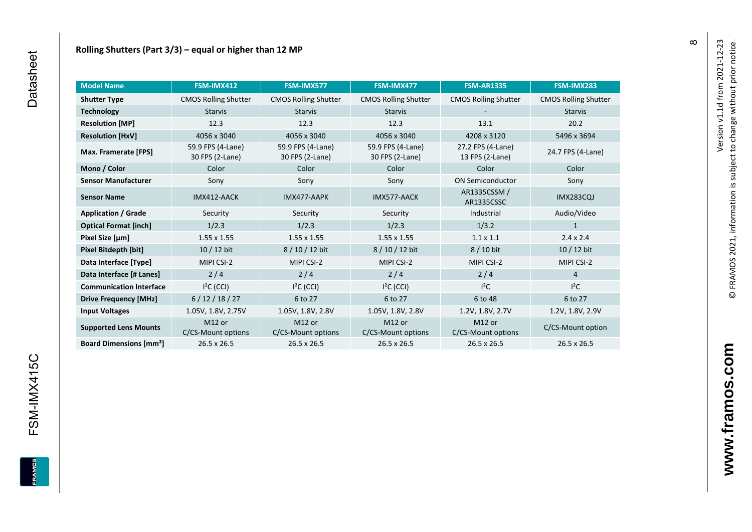## Rolling Shutters (Part 3/3) – equal or higher than 12 MP

| Model Name | FSM-IMX412 | FSM-IMX577 | FSM-IMX477 | FSM-AR1335 | FSM-IMX283 |
|---|---|---|---|---|---|
| **Shutter Type** | CMOS Rolling Shutter | CMOS Rolling Shutter | CMOS Rolling Shutter | CMOS Rolling Shutter | CMOS Rolling Shutter |
| **Technology** | Starvis | Starvis | Starvis | - | Starvis |
| **Resolution [MP]** | 12.3 | 12.3 | 12.3 | 13.1 | 20.2 |
| **Resolution [HxV]** | 4056 x 3040 | 4056 x 3040 | 4056 x 3040 | 4208 x 3120 | 5496 x 3694 |
| **Max. Framerate [FPS]** | 59.9 FPS (4-Lane) 30 FPS (2-Lane) | 59.9 FPS (4-Lane) 30 FPS (2-Lane) | 59.9 FPS (4-Lane) 30 FPS (2-Lane) | 27.2 FPS (4-Lane) 13 FPS (2-Lane) | 24.7 FPS (4-Lane) |
| **Mono / Color** | Color | Color | Color | Color | Color |
| **Sensor Manufacturer** | Sony | Sony | Sony | ON Semiconductor | Sony |
| **Sensor Name** | IMX412-AACK | IMX477-AAPK | IMX577-AACK | AR1335CSSM / AR1335CSSC | IMX283CQJ |
| **Application / Grade** | Security | Security | Security | Industrial | Audio/Video |
| **Optical Format [inch]** | 1/2.3 | 1/2.3 | 1/2.3 | 1/3.2 | 1 |
| **Pixel Size [µm]** | 1.55 x 1.55 | 1.55 x 1.55 | 1.55 x 1.55 | 1.1 x 1.1 | 2.4 x 2.4 |
| **Pixel Bitdepth [bit]** | 10 / 12 bit | 8 / 10 / 12 bit | 8 / 10 / 12 bit | 8 / 10 bit | 10 / 12 bit |
| **Data Interface [Type]** | MIPI CSI-2 | MIPI CSI-2 | MIPI CSI-2 | MIPI CSI-2 | MIPI CSI-2 |
| **Data Interface [# Lanes]** | 2 / 4 | 2 / 4 | 2 / 4 | 2 / 4 | 4 |
| **Communication Interface** | I²C (CCI) | I²C (CCI) | I²C (CCI) | I²C | I²C |
| **Drive Frequency [MHz]** | 6 / 12 / 18 / 27 | 6 to 27 | 6 to 27 | 6 to 48 | 6 to 27 |
| **Input Voltages** | 1.05V, 1.8V, 2.75V | 1.05V, 1.8V, 2.8V | 1.05V, 1.8V, 2.8V | 1.2V, 1.8V, 2.7V | 1.2V, 1.8V, 2.9V |
| **Supported Lens Mounts** | M12 or C/CS-Mount options | M12 or C/CS-Mount options | M12 or C/CS-Mount options | M12 or C/CS-Mount options | C/CS-Mount option |
| **Board Dimensions [mm²]** | 26.5 x 26.5 | 26.5 x 26.5 | 26.5 x 26.5 | 26.5 x 26.5 | 26.5 x 26.5 |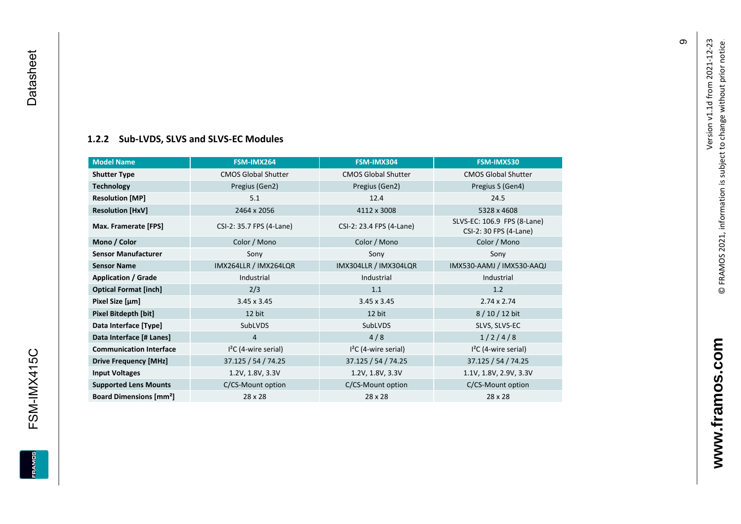### 1.2.2 Sub-LVDS, SLVS and SLVS-EC Modules

| Model Name | FSM-IMX264 | FSM-IMX304 | FSM-IMX530 |
|---|---|---|---|
| **Shutter Type** | CMOS Global Shutter | CMOS Global Shutter | CMOS Global Shutter |
| **Technology** | Pregius (Gen2) | Pregius (Gen2) | Pregius S (Gen4) |
| **Resolution [MP]** | 5.1 | 12.4 | 24.5 |
| **Resolution [HxV]** | 2464 x 2056 | 4112 x 3008 | 5328 x 4608 |
| **Max. Framerate [FPS]** | CSI-2: 35.7 FPS (4-Lane) | CSI-2: 23.4 FPS (4-Lane) | SLVS-EC: 106.9 FPS (8-Lane)<br>CSI-2: 30 FPS (4-Lane) |
| **Mono / Color** | Color / Mono | Color / Mono | Color / Mono |
| **Sensor Manufacturer** | Sony | Sony | Sony |
| **Sensor Name** | IMX264LLR / IMX264LQR | IMX304LLR / IMX304LQR | IMX530-AAMJ / IMX530-AAQJ |
| **Application / Grade** | Industrial | Industrial | Industrial |
| **Optical Format [inch]** | 2/3 | 1.1 | 1.2 |
| **Pixel Size [µm]** | 3.45 x 3.45 | 3.45 x 3.45 | 2.74 x 2.74 |
| **Pixel Bitdepth [bit]** | 12 bit | 12 bit | 8 / 10 / 12 bit |
| **Data Interface [Type]** | SubLVDS | SubLVDS | SLVS, SLVS-EC |
| **Data Interface [# Lanes]** | 4 | 4 / 8 | 1 / 2 / 4 / 8 |
| **Communication Interface** | I²C (4-wire serial) | I²C (4-wire serial) | I²C (4-wire serial) |
| **Drive Frequency [MHz]** | 37.125 / 54 / 74.25 | 37.125 / 54 / 74.25 | 37.125 / 54 / 74.25 |
| **Input Voltages** | 1.2V, 1.8V, 3.3V | 1.2V, 1.8V, 3.3V | 1.1V, 1.8V, 2.9V, 3.3V |
| **Supported Lens Mounts** | C/CS-Mount option | C/CS-Mount option | C/CS-Mount option |
| **Board Dimensions [mm²]** | 28 x 28 | 28 x 28 | 28 x 28 |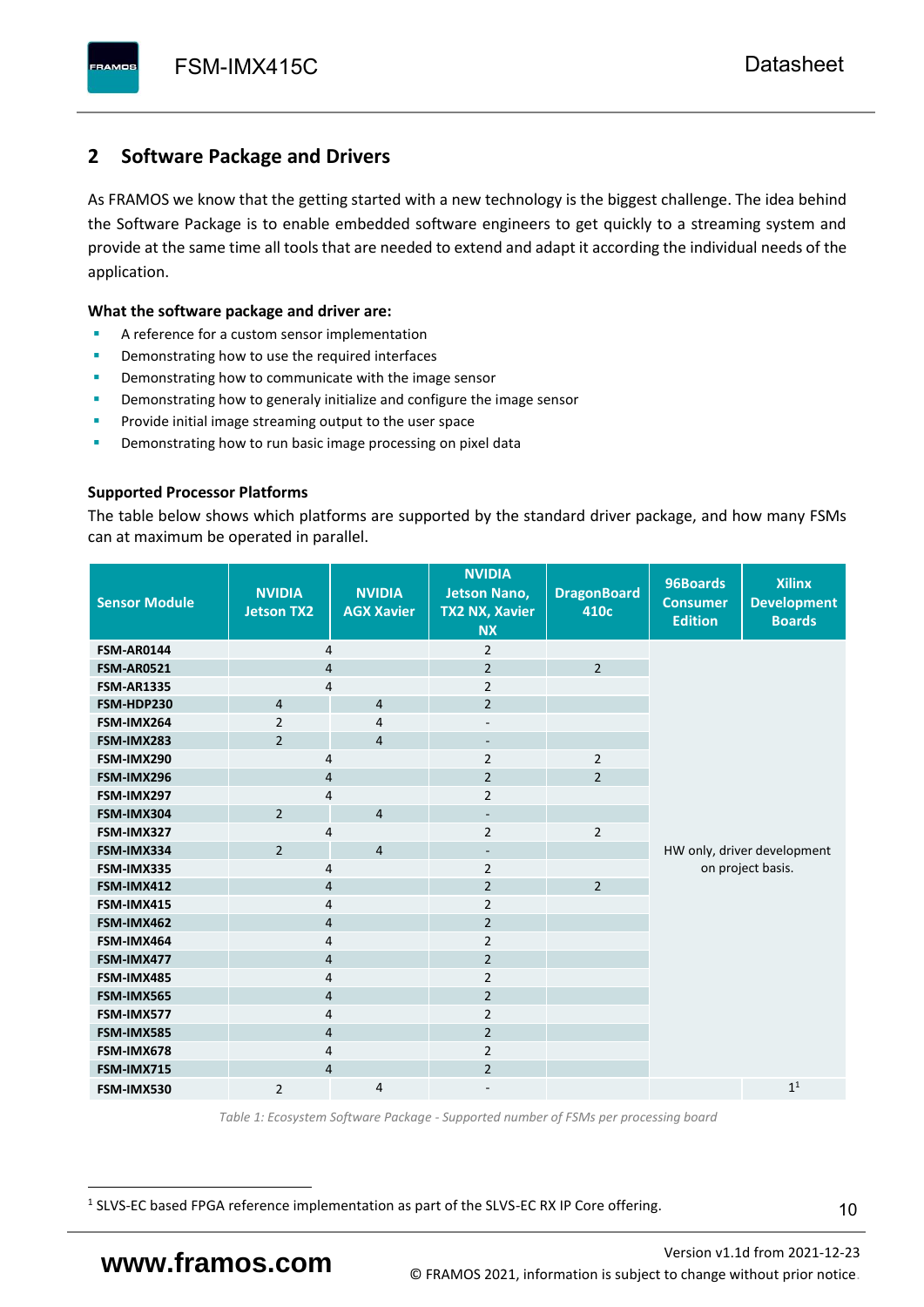## 2 Software Package and Drivers

As FRAMOS we know that the getting started with a new technology is the biggest challenge. The idea behind the Software Package is to enable embedded software engineers to get quickly to a streaming system and provide at the same time all tools that are needed to extend and adapt it according the individual needs of the application.

**What the software package and driver are:**

- A reference for a custom sensor implementation
- Demonstrating how to use the required interfaces
- Demonstrating how to communicate with the image sensor
- Demonstrating how to generaly initialize and configure the image sensor
- Provide initial image streaming output to the user space
- Demonstrating how to run basic image processing on pixel data

**Supported Processor Platforms**

The table below shows which platforms are supported by the standard driver package, and how many FSMs can at maximum be operated in parallel.

| Sensor Module | NVIDIA Jetson TX2 | NVIDIA AGX Xavier | NVIDIA Jetson Nano, TX2 NX, Xavier NX | DragonBoard 410c | 96Boards Consumer Edition | Xilinx Development Boards |
|---|---|---|---|---|---|---|
| FSM-AR0144 | 4 | | 2 | | HW only, driver development on project basis. | |
| FSM-AR0521 | 4 | | 2 | 2 | | |
| FSM-AR1335 | 4 | | 2 | | | |
| FSM-HDP230 | 4 | 4 | 2 | | | |
| FSM-IMX264 | 2 | 4 | - | | | |
| FSM-IMX283 | 2 | 4 | - | | | |
| FSM-IMX290 | 4 | | 2 | 2 | | |
| FSM-IMX296 | 4 | | 2 | 2 | | |
| FSM-IMX297 | 4 | | 2 | | | |
| FSM-IMX304 | 2 | 4 | - | | | |
| FSM-IMX327 | 4 | | 2 | 2 | | |
| FSM-IMX334 | 2 | 4 | - | | | |
| FSM-IMX335 | 4 | | 2 | | | |
| FSM-IMX412 | 4 | | 2 | 2 | | |
| FSM-IMX415 | 4 | | 2 | | | |
| FSM-IMX462 | 4 | | 2 | | | |
| FSM-IMX464 | 4 | | 2 | | | |
| FSM-IMX477 | 4 | | 2 | | | |
| FSM-IMX485 | 4 | | 2 | | | |
| FSM-IMX565 | 4 | | 2 | | | |
| FSM-IMX577 | 4 | | 2 | | | |
| FSM-IMX585 | 4 | | 2 | | | |
| FSM-IMX678 | 4 | | 2 | | | |
| FSM-IMX715 | 4 | | 2 | | | |
| FSM-IMX530 | 2 | 4 | - | | | 1[1] |

*Table 1: Ecosystem Software Package - Supported number of FSMs per processing board*

[1] SLVS-EC based FPGA reference implementation as part of the SLVS-EC RX IP Core offering.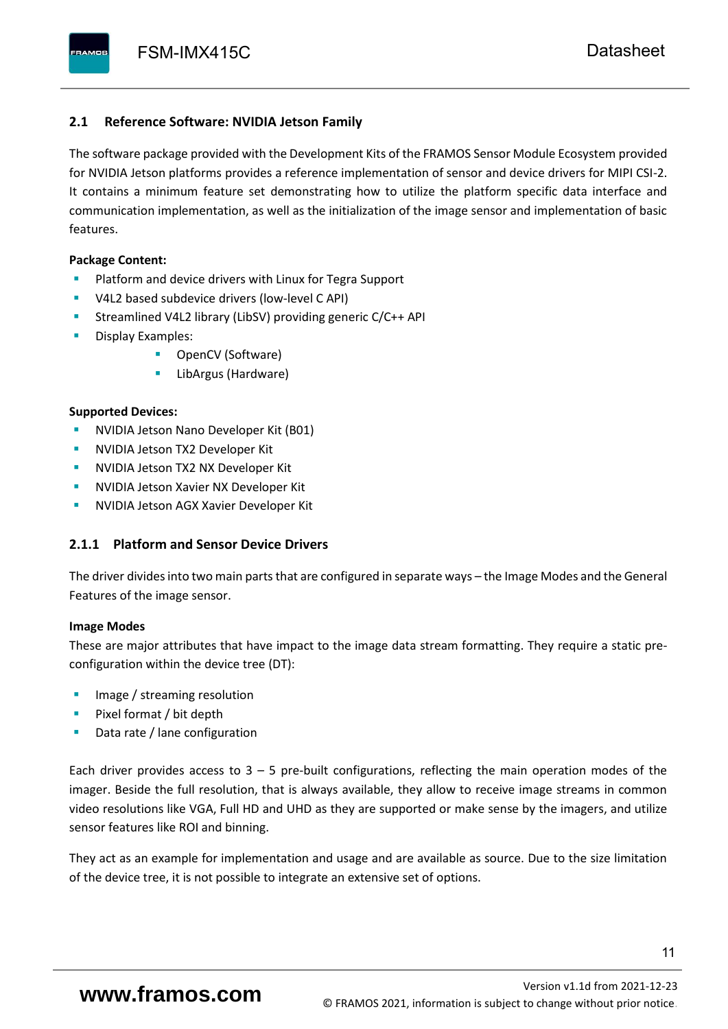## 2.1 Reference Software: NVIDIA Jetson Family

The software package provided with the Development Kits of the FRAMOS Sensor Module Ecosystem provided for NVIDIA Jetson platforms provides a reference implementation of sensor and device drivers for MIPI CSI-2. It contains a minimum feature set demonstrating how to utilize the platform specific data interface and communication implementation, as well as the initialization of the image sensor and implementation of basic features.

**Package Content:**

- Platform and device drivers with Linux for Tegra Support
- V4L2 based subdevice drivers (low-level C API)
- Streamlined V4L2 library (LibSV) providing generic C/C++ API
- Display Examples:
  - OpenCV (Software)
  - LibArgus (Hardware)

**Supported Devices:**

- NVIDIA Jetson Nano Developer Kit (B01)
- NVIDIA Jetson TX2 Developer Kit
- NVIDIA Jetson TX2 NX Developer Kit
- NVIDIA Jetson Xavier NX Developer Kit
- NVIDIA Jetson AGX Xavier Developer Kit

### 2.1.1 Platform and Sensor Device Drivers

The driver divides into two main parts that are configured in separate ways – the Image Modes and the General Features of the image sensor.

**Image Modes**

These are major attributes that have impact to the image data stream formatting. They require a static pre-configuration within the device tree (DT):

- Image / streaming resolution
- Pixel format / bit depth
- Data rate / lane configuration

Each driver provides access to 3 – 5 pre-built configurations, reflecting the main operation modes of the imager. Beside the full resolution, that is always available, they allow to receive image streams in common video resolutions like VGA, Full HD and UHD as they are supported or make sense by the imagers, and utilize sensor features like ROI and binning.

They act as an example for implementation and usage and are available as source. Due to the size limitation of the device tree, it is not possible to integrate an extensive set of options.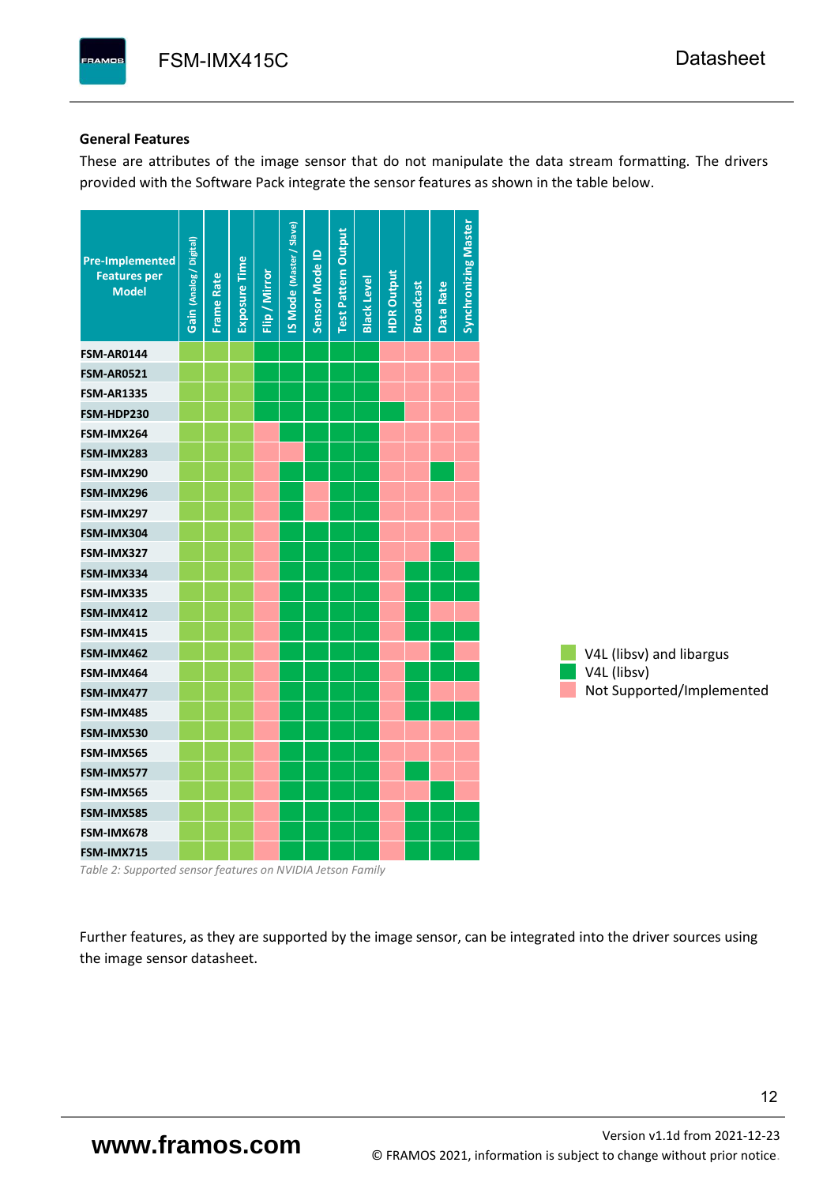### General Features

These are attributes of the image sensor that do not manipulate the data stream formatting. The drivers provided with the Software Pack integrate the sensor features as shown in the table below.

Legend (cell colors in the original table):
- V4L (libsv) and libargus
- V4L (libsv)
- Not Supported/Implemented

| Pre-Implemented Features per Model | Gain (Analog / Digital) | Frame Rate | Exposure Time | Flip / Mirror | IS Mode (Master / Slave) | Sensor Mode ID | Test Pattern Output | Black Level | HDR Output | Broadcast | Data Rate | Synchronizing Master |
|---|---|---|---|---|---|---|---|---|---|---|---|---|
| FSM-AR0144 | V4L (libsv) and libargus | V4L (libsv) and libargus | V4L (libsv) and libargus | V4L (libsv) | V4L (libsv) | V4L (libsv) | V4L (libsv) | V4L (libsv) | Not Supported/Implemented | Not Supported/Implemented | Not Supported/Implemented | Not Supported/Implemented |
| FSM-AR0521 | V4L (libsv) and libargus | V4L (libsv) and libargus | V4L (libsv) and libargus | V4L (libsv) | V4L (libsv) | V4L (libsv) | V4L (libsv) | V4L (libsv) | Not Supported/Implemented | Not Supported/Implemented | Not Supported/Implemented | Not Supported/Implemented |
| FSM-AR1335 | V4L (libsv) and libargus | V4L (libsv) and libargus | V4L (libsv) and libargus | V4L (libsv) | V4L (libsv) | V4L (libsv) | V4L (libsv) | V4L (libsv) | Not Supported/Implemented | Not Supported/Implemented | Not Supported/Implemented | Not Supported/Implemented |
| FSM-HDP230 | V4L (libsv) and libargus | V4L (libsv) and libargus | V4L (libsv) and libargus | V4L (libsv) | V4L (libsv) | V4L (libsv) | V4L (libsv) | V4L (libsv) | V4L (libsv) | Not Supported/Implemented | Not Supported/Implemented | Not Supported/Implemented |
| FSM-IMX264 | V4L (libsv) and libargus | V4L (libsv) and libargus | V4L (libsv) and libargus | Not Supported/Implemented | V4L (libsv) | V4L (libsv) | V4L (libsv) | V4L (libsv) | Not Supported/Implemented | Not Supported/Implemented | Not Supported/Implemented | Not Supported/Implemented |
| FSM-IMX283 | V4L (libsv) and libargus | V4L (libsv) and libargus | V4L (libsv) and libargus | Not Supported/Implemented | Not Supported/Implemented | V4L (libsv) | V4L (libsv) | V4L (libsv) | Not Supported/Implemented | Not Supported/Implemented | Not Supported/Implemented | Not Supported/Implemented |
| FSM-IMX290 | V4L (libsv) and libargus | V4L (libsv) and libargus | V4L (libsv) and libargus | Not Supported/Implemented | V4L (libsv) | V4L (libsv) | V4L (libsv) | V4L (libsv) | Not Supported/Implemented | Not Supported/Implemented | V4L (libsv) | Not Supported/Implemented |
| FSM-IMX296 | V4L (libsv) and libargus | V4L (libsv) and libargus | V4L (libsv) and libargus | Not Supported/Implemented | V4L (libsv) | Not Supported/Implemented | V4L (libsv) | V4L (libsv) | Not Supported/Implemented | Not Supported/Implemented | Not Supported/Implemented | Not Supported/Implemented |
| FSM-IMX297 | V4L (libsv) and libargus | V4L (libsv) and libargus | V4L (libsv) and libargus | Not Supported/Implemented | V4L (libsv) | Not Supported/Implemented | V4L (libsv) | V4L (libsv) | Not Supported/Implemented | Not Supported/Implemented | Not Supported/Implemented | Not Supported/Implemented |
| FSM-IMX304 | V4L (libsv) and libargus | V4L (libsv) and libargus | V4L (libsv) and libargus | Not Supported/Implemented | V4L (libsv) | V4L (libsv) | V4L (libsv) | V4L (libsv) | Not Supported/Implemented | Not Supported/Implemented | Not Supported/Implemented | Not Supported/Implemented |
| FSM-IMX327 | V4L (libsv) and libargus | V4L (libsv) and libargus | V4L (libsv) and libargus | Not Supported/Implemented | V4L (libsv) | V4L (libsv) | V4L (libsv) | V4L (libsv) | Not Supported/Implemented | Not Supported/Implemented | V4L (libsv) | Not Supported/Implemented |
| FSM-IMX334 | V4L (libsv) and libargus | V4L (libsv) and libargus | V4L (libsv) and libargus | Not Supported/Implemented | V4L (libsv) | V4L (libsv) | V4L (libsv) | V4L (libsv) | Not Supported/Implemented | V4L (libsv) | V4L (libsv) | V4L (libsv) |
| FSM-IMX335 | V4L (libsv) and libargus | V4L (libsv) and libargus | V4L (libsv) and libargus | Not Supported/Implemented | V4L (libsv) | V4L (libsv) | V4L (libsv) | V4L (libsv) | Not Supported/Implemented | V4L (libsv) | V4L (libsv) | V4L (libsv) |
| FSM-IMX412 | V4L (libsv) and libargus | V4L (libsv) and libargus | V4L (libsv) and libargus | Not Supported/Implemented | V4L (libsv) | V4L (libsv) | V4L (libsv) | V4L (libsv) | Not Supported/Implemented | V4L (libsv) | Not Supported/Implemented | Not Supported/Implemented |
| FSM-IMX415 | V4L (libsv) and libargus | V4L (libsv) and libargus | V4L (libsv) and libargus | Not Supported/Implemented | V4L (libsv) | V4L (libsv) | V4L (libsv) | V4L (libsv) | Not Supported/Implemented | V4L (libsv) | V4L (libsv) | V4L (libsv) |
| FSM-IMX462 | V4L (libsv) and libargus | V4L (libsv) and libargus | V4L (libsv) and libargus | Not Supported/Implemented | V4L (libsv) | V4L (libsv) | V4L (libsv) | V4L (libsv) | Not Supported/Implemented | Not Supported/Implemented | V4L (libsv) | Not Supported/Implemented |
| FSM-IMX464 | V4L (libsv) and libargus | V4L (libsv) and libargus | V4L (libsv) and libargus | Not Supported/Implemented | V4L (libsv) | V4L (libsv) | V4L (libsv) | V4L (libsv) | Not Supported/Implemented | V4L (libsv) | V4L (libsv) | V4L (libsv) |
| FSM-IMX477 | V4L (libsv) and libargus | V4L (libsv) and libargus | V4L (libsv) and libargus | Not Supported/Implemented | V4L (libsv) | V4L (libsv) | V4L (libsv) | V4L (libsv) | Not Supported/Implemented | V4L (libsv) | Not Supported/Implemented | Not Supported/Implemented |
| FSM-IMX485 | V4L (libsv) and libargus | V4L (libsv) and libargus | V4L (libsv) and libargus | Not Supported/Implemented | V4L (libsv) | V4L (libsv) | V4L (libsv) | V4L (libsv) | Not Supported/Implemented | V4L (libsv) | V4L (libsv) | V4L (libsv) |
| FSM-IMX530 | V4L (libsv) and libargus | V4L (libsv) and libargus | V4L (libsv) and libargus | Not Supported/Implemented | V4L (libsv) | V4L (libsv) | V4L (libsv) | V4L (libsv) | Not Supported/Implemented | Not Supported/Implemented | Not Supported/Implemented | Not Supported/Implemented |
| FSM-IMX565 | V4L (libsv) and libargus | V4L (libsv) and libargus | V4L (libsv) and libargus | Not Supported/Implemented | V4L (libsv) | V4L (libsv) | V4L (libsv) | V4L (libsv) | Not Supported/Implemented | Not Supported/Implemented | Not Supported/Implemented | Not Supported/Implemented |
| FSM-IMX577 | V4L (libsv) and libargus | V4L (libsv) and libargus | V4L (libsv) and libargus | Not Supported/Implemented | V4L (libsv) | V4L (libsv) | V4L (libsv) | V4L (libsv) | Not Supported/Implemented | V4L (libsv) | Not Supported/Implemented | Not Supported/Implemented |
| FSM-IMX565 | V4L (libsv) and libargus | V4L (libsv) and libargus | V4L (libsv) and libargus | Not Supported/Implemented | V4L (libsv) | V4L (libsv) | V4L (libsv) | V4L (libsv) | Not Supported/Implemented | Not Supported/Implemented | V4L (libsv) | Not Supported/Implemented |
| FSM-IMX585 | V4L (libsv) and libargus | V4L (libsv) and libargus | V4L (libsv) and libargus | Not Supported/Implemented | V4L (libsv) | V4L (libsv) | V4L (libsv) | V4L (libsv) | Not Supported/Implemented | V4L (libsv) | V4L (libsv) | V4L (libsv) |
| FSM-IMX678 | V4L (libsv) and libargus | V4L (libsv) and libargus | V4L (libsv) and libargus | Not Supported/Implemented | V4L (libsv) | V4L (libsv) | V4L (libsv) | V4L (libsv) | Not Supported/Implemented | V4L (libsv) | V4L (libsv) | V4L (libsv) |
| FSM-IMX715 | V4L (libsv) and libargus | V4L (libsv) and libargus | V4L (libsv) and libargus | Not Supported/Implemented | V4L (libsv) | V4L (libsv) | V4L (libsv) | V4L (libsv) | Not Supported/Implemented | V4L (libsv) | V4L (libsv) | V4L (libsv) |

*Table 2: Supported sensor features on NVIDIA Jetson Family*

Further features, as they are supported by the image sensor, can be integrated into the driver sources using the image sensor datasheet.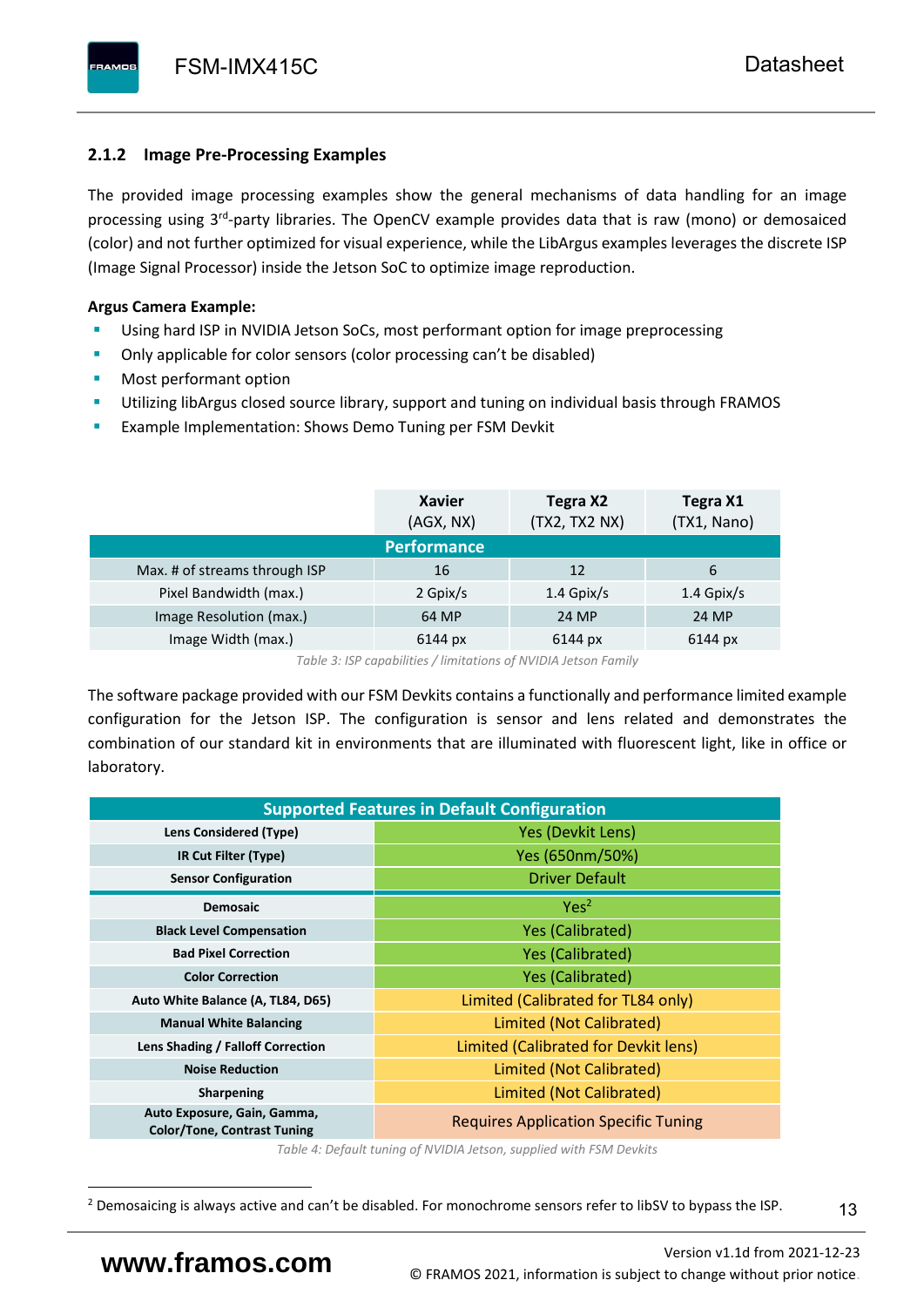### 2.1.2 Image Pre-Processing Examples

The provided image processing examples show the general mechanisms of data handling for an image processing using 3rd-party libraries. The OpenCV example provides data that is raw (mono) or demosaiced (color) and not further optimized for visual experience, while the LibArgus examples leverages the discrete ISP (Image Signal Processor) inside the Jetson SoC to optimize image reproduction.

**Argus Camera Example:**

- Using hard ISP in NVIDIA Jetson SoCs, most performant option for image preprocessing
- Only applicable for color sensors (color processing can't be disabled)
- Most performant option
- Utilizing libArgus closed source library, support and tuning on individual basis through FRAMOS
- Example Implementation: Shows Demo Tuning per FSM Devkit

| | **Xavier** (AGX, NX) | **Tegra X2** (TX2, TX2 NX) | **Tegra X1** (TX1, Nano) |
|---|---|---|---|
| **Performance** | | | |
| Max. # of streams through ISP | 16 | 12 | 6 |
| Pixel Bandwidth (max.) | 2 Gpix/s | 1.4 Gpix/s | 1.4 Gpix/s |
| Image Resolution (max.) | 64 MP | 24 MP | 24 MP |
| Image Width (max.) | 6144 px | 6144 px | 6144 px |

*Table 3: ISP capabilities / limitations of NVIDIA Jetson Family*

The software package provided with our FSM Devkits contains a functionally and performance limited example configuration for the Jetson ISP. The configuration is sensor and lens related and demonstrates the combination of our standard kit in environments that are illuminated with fluorescent light, like in office or laboratory.

| **Supported Features in Default Configuration** | |
|---|---|
| **Lens Considered (Type)** | Yes (Devkit Lens) |
| **IR Cut Filter (Type)** | Yes (650nm/50%) |
| **Sensor Configuration** | Driver Default |
| **Demosaic** | Yes[2] |
| **Black Level Compensation** | Yes (Calibrated) |
| **Bad Pixel Correction** | Yes (Calibrated) |
| **Color Correction** | Yes (Calibrated) |
| **Auto White Balance (A, TL84, D65)** | Limited (Calibrated for TL84 only) |
| **Manual White Balancing** | Limited (Not Calibrated) |
| **Lens Shading / Falloff Correction** | Limited (Calibrated for Devkit lens) |
| **Noise Reduction** | Limited (Not Calibrated) |
| **Sharpening** | Limited (Not Calibrated) |
| **Auto Exposure, Gain, Gamma, Color/Tone, Contrast Tuning** | Requires Application Specific Tuning |

*Table 4: Default tuning of NVIDIA Jetson, supplied with FSM Devkits*

[2] Demosaicing is always active and can't be disabled. For monochrome sensors refer to libSV to bypass the ISP.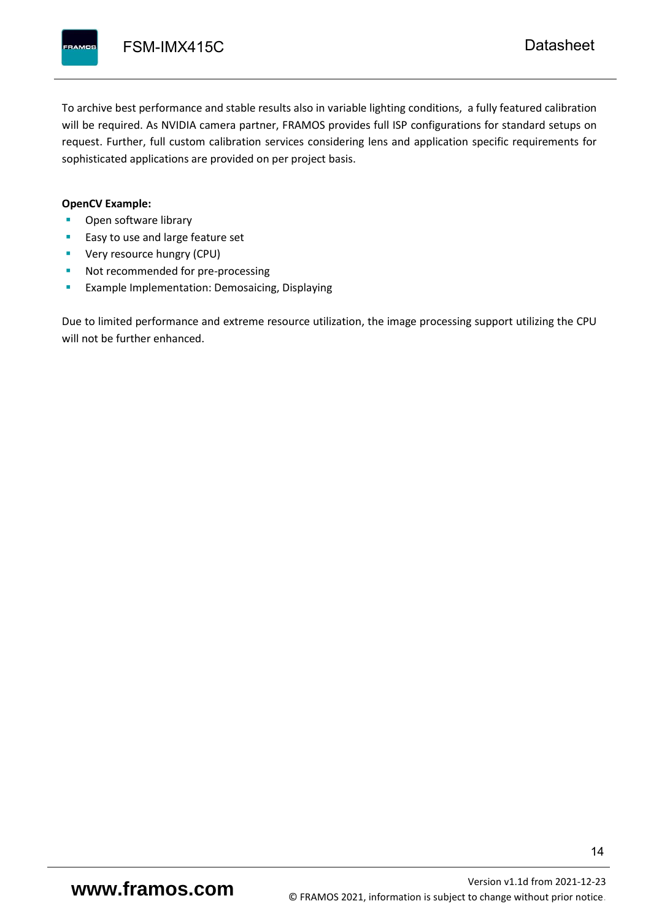To archive best performance and stable results also in variable lighting conditions,  a fully featured calibration will be required. As NVIDIA camera partner, FRAMOS provides full ISP configurations for standard setups on request. Further, full custom calibration services considering lens and application specific requirements for sophisticated applications are provided on per project basis.

**OpenCV Example:**

- Open software library
- Easy to use and large feature set
- Very resource hungry (CPU)
- Not recommended for pre-processing
- Example Implementation: Demosaicing, Displaying

Due to limited performance and extreme resource utilization, the image processing support utilizing the CPU will not be further enhanced.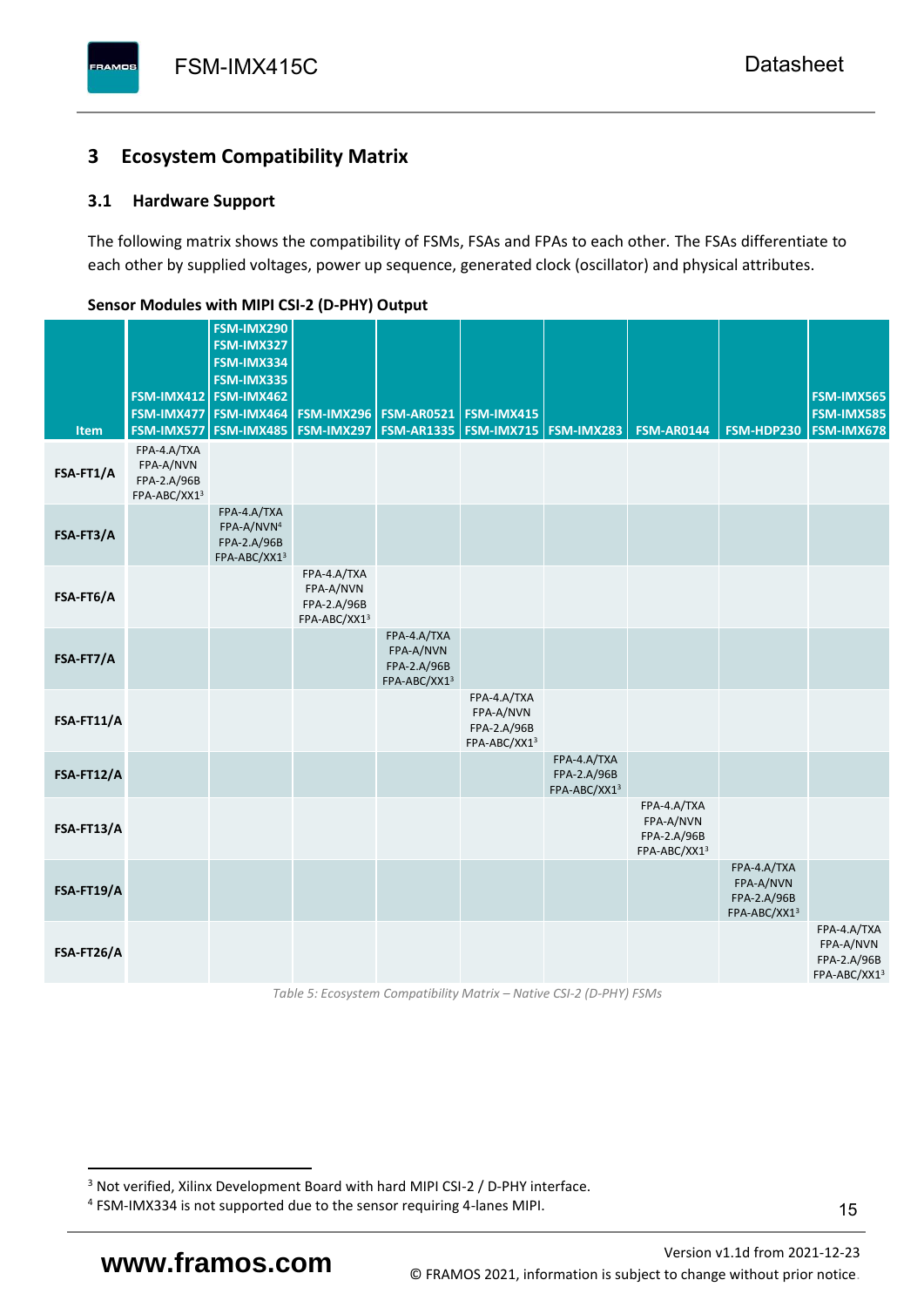# 3 Ecosystem Compatibility Matrix

## 3.1 Hardware Support

The following matrix shows the compatibility of FSMs, FSAs and FPAs to each other. The FSAs differentiate to each other by supplied voltages, power up sequence, generated clock (oscillator) and physical attributes.

**Sensor Modules with MIPI CSI-2 (D-PHY) Output**

| Item | FSM-IMX412 FSM-IMX477 FSM-IMX577 | FSM-IMX290 FSM-IMX327 FSM-IMX334 FSM-IMX335 FSM-IMX462 FSM-IMX464 FSM-IMX485 | FSM-IMX296 FSM-IMX297 | FSM-AR0521 FSM-AR1335 | FSM-IMX415 FSM-IMX715 | FSM-IMX283 | FSM-AR0144 | FSM-HDP230 | FSM-IMX565 FSM-IMX585 FSM-IMX678 |
|---|---|---|---|---|---|---|---|---|---|
| **FSA-FT1/A** | FPA-4.A/TXA FPA-A/NVN FPA-2.A/96B FPA-ABC/XX1[3] | | | | | | | | |
| **FSA-FT3/A** | | FPA-4.A/TXA FPA-A/NVN[4] FPA-2.A/96B FPA-ABC/XX1[3] | | | | | | | |
| **FSA-FT6/A** | | | FPA-4.A/TXA FPA-A/NVN FPA-2.A/96B FPA-ABC/XX1[3] | | | | | | |
| **FSA-FT7/A** | | | | FPA-4.A/TXA FPA-A/NVN FPA-2.A/96B FPA-ABC/XX1[3] | | | | | |
| **FSA-FT11/A** | | | | | FPA-4.A/TXA FPA-A/NVN FPA-2.A/96B FPA-ABC/XX1[3] | | | | |
| **FSA-FT12/A** | | | | | | FPA-4.A/TXA FPA-2.A/96B FPA-ABC/XX1[3] | | | |
| **FSA-FT13/A** | | | | | | | FPA-4.A/TXA FPA-A/NVN FPA-2.A/96B FPA-ABC/XX1[3] | | |
| **FSA-FT19/A** | | | | | | | | FPA-4.A/TXA FPA-A/NVN FPA-2.A/96B FPA-ABC/XX1[3] | |
| **FSA-FT26/A** | | | | | | | | | FPA-4.A/TXA FPA-A/NVN FPA-2.A/96B FPA-ABC/XX1[3] |

*Table 5: Ecosystem Compatibility Matrix – Native CSI-2 (D-PHY) FSMs*

[3] Not verified, Xilinx Development Board with hard MIPI CSI-2 / D-PHY interface.

[4] FSM-IMX334 is not supported due to the sensor requiring 4-lanes MIPI.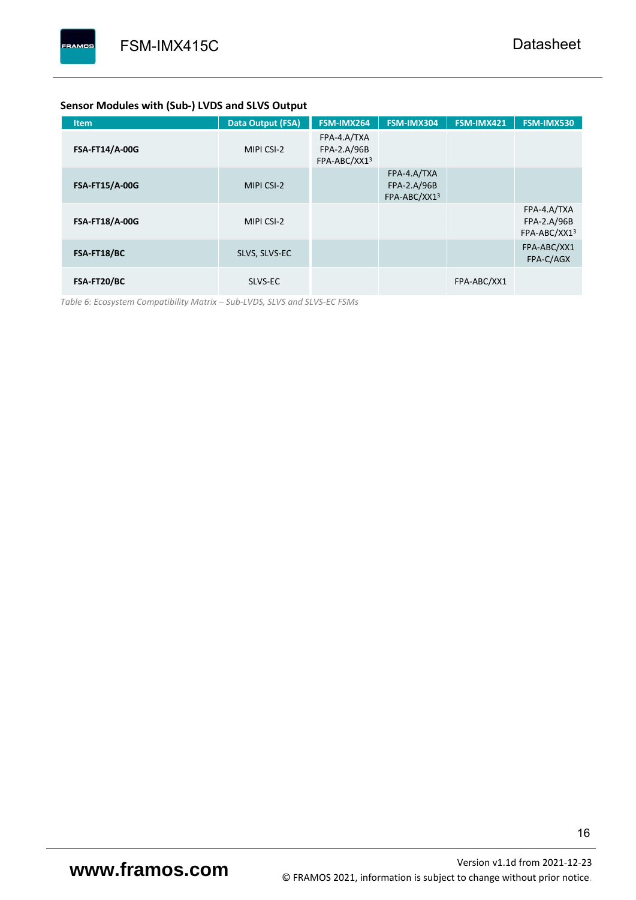### Sensor Modules with (Sub-) LVDS and SLVS Output

| Item | Data Output (FSA) | FSM-IMX264 | FSM-IMX304 | FSM-IMX421 | FSM-IMX530 |
|---|---|---|---|---|---|
| **FSA-FT14/A-00G** | MIPI CSI-2 | FPA-4.A/TXA<br>FPA-2.A/96B<br>FPA-ABC/XX1[3] | | | |
| **FSA-FT15/A-00G** | MIPI CSI-2 | | FPA-4.A/TXA<br>FPA-2.A/96B<br>FPA-ABC/XX1[3] | | |
| **FSA-FT18/A-00G** | MIPI CSI-2 | | | | FPA-4.A/TXA<br>FPA-2.A/96B<br>FPA-ABC/XX1[3] |
| **FSA-FT18/BC** | SLVS, SLVS-EC | | | | FPA-ABC/XX1<br>FPA-C/AGX |
| **FSA-FT20/BC** | SLVS-EC | | | FPA-ABC/XX1 | |

*Table 6: Ecosystem Compatibility Matrix – Sub-LVDS, SLVS and SLVS-EC FSMs*

Version v1.1d from 2021-12-23

© FRAMOS 2021, information is subject to change without prior notice.